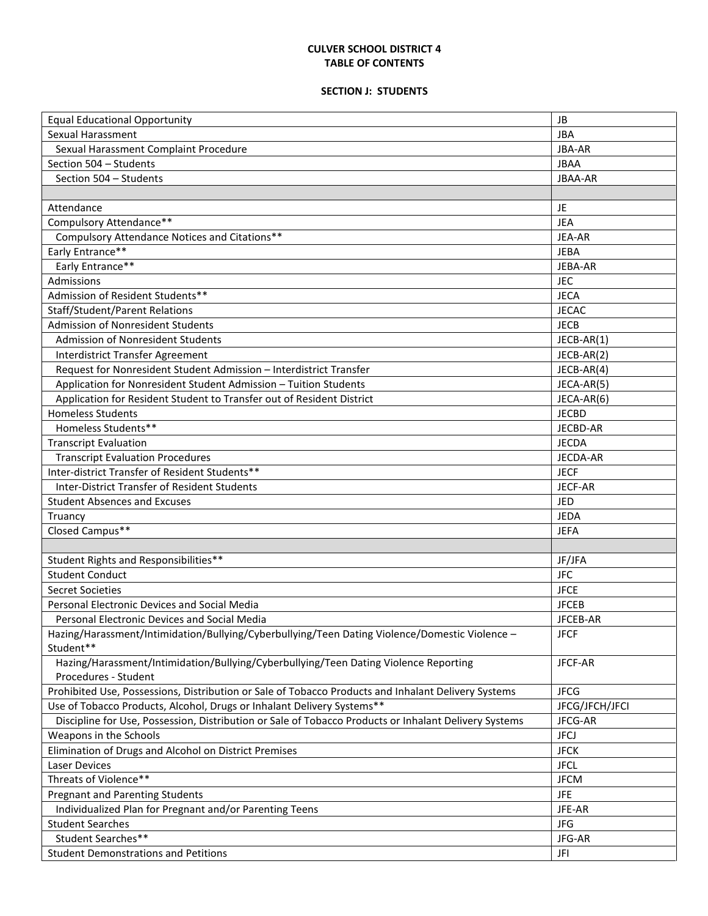**CULVER SCHOOL DISTRICT 4**
**TABLE OF CONTENTS**

**SECTION J: STUDENTS**

| | |
|---|---|
| Equal Educational Opportunity | JB |
| Sexual Harassment | JBA |
| Sexual Harassment Complaint Procedure | JBA-AR |
| Section 504 – Students | JBAA |
| Section 504 – Students | JBAA-AR |
| | |
| Attendance | JE |
| Compulsory Attendance** | JEA |
| Compulsory Attendance Notices and Citations** | JEA-AR |
| Early Entrance** | JEBA |
| Early Entrance** | JEBA-AR |
| Admissions | JEC |
| Admission of Resident Students** | JECA |
| Staff/Student/Parent Relations | JECAC |
| Admission of Nonresident Students | JECB |
| Admission of Nonresident Students | JECB-AR(1) |
| Interdistrict Transfer Agreement | JECB-AR(2) |
| Request for Nonresident Student Admission – Interdistrict Transfer | JECB-AR(4) |
| Application for Nonresident Student Admission – Tuition Students | JECA-AR(5) |
| Application for Resident Student to Transfer out of Resident District | JECA-AR(6) |
| Homeless Students | JECBD |
| Homeless Students** | JECBD-AR |
| Transcript Evaluation | JECDA |
| Transcript Evaluation Procedures | JECDA-AR |
| Inter-district Transfer of Resident Students** | JECF |
| Inter-District Transfer of Resident Students | JECF-AR |
| Student Absences and Excuses | JED |
| Truancy | JEDA |
| Closed Campus** | JEFA |
| | |
| Student Rights and Responsibilities** | JF/JFA |
| Student Conduct | JFC |
| Secret Societies | JFCE |
| Personal Electronic Devices and Social Media | JFCEB |
| Personal Electronic Devices and Social Media | JFCEB-AR |
| Hazing/Harassment/Intimidation/Bullying/Cyberbullying/Teen Dating Violence/Domestic Violence – Student** | JFCF |
| Hazing/Harassment/Intimidation/Bullying/Cyberbullying/Teen Dating Violence Reporting Procedures - Student | JFCF-AR |
| Prohibited Use, Possessions, Distribution or Sale of Tobacco Products and Inhalant Delivery Systems | JFCG |
| Use of Tobacco Products, Alcohol, Drugs or Inhalant Delivery Systems** | JFCG/JFCH/JFCI |
| Discipline for Use, Possession, Distribution or Sale of Tobacco Products or Inhalant Delivery Systems | JFCG-AR |
| Weapons in the Schools | JFCJ |
| Elimination of Drugs and Alcohol on District Premises | JFCK |
| Laser Devices | JFCL |
| Threats of Violence** | JFCM |
| Pregnant and Parenting Students | JFE |
| Individualized Plan for Pregnant and/or Parenting Teens | JFE-AR |
| Student Searches | JFG |
| Student Searches** | JFG-AR |
| Student Demonstrations and Petitions | JFI |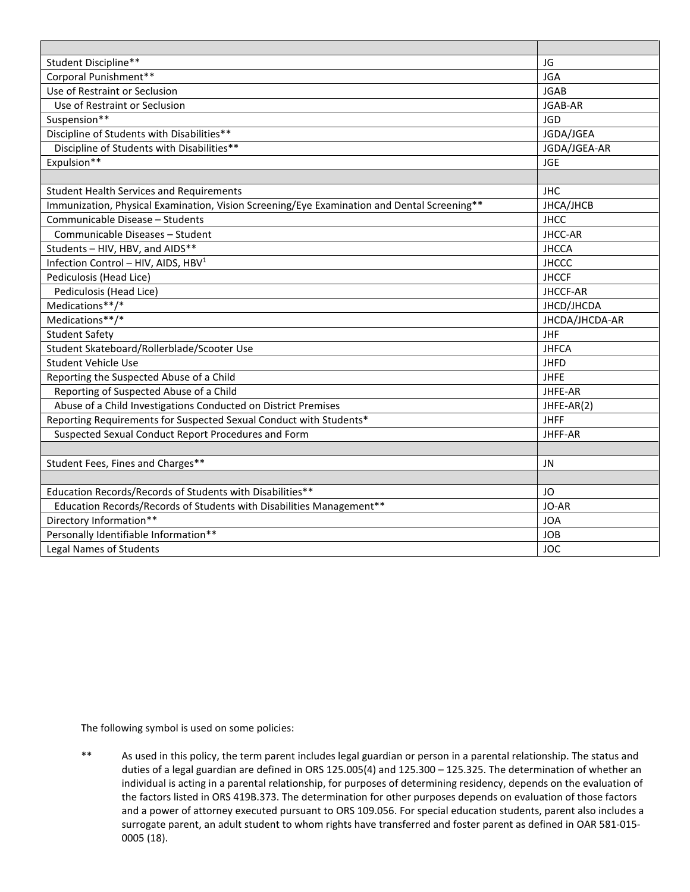| | |
|---|---|
| Student Discipline** | JG |
| Corporal Punishment** | JGA |
| Use of Restraint or Seclusion | JGAB |
|   Use of Restraint or Seclusion | JGAB-AR |
| Suspension** | JGD |
| Discipline of Students with Disabilities** | JGDA/JGEA |
|   Discipline of Students with Disabilities** | JGDA/JGEA-AR |
| Expulsion** | JGE |
| | |
| Student Health Services and Requirements | JHC |
| Immunization, Physical Examination, Vision Screening/Eye Examination and Dental Screening** | JHCA/JHCB |
| Communicable Disease – Students | JHCC |
|   Communicable Diseases – Student | JHCC-AR |
| Students – HIV, HBV, and AIDS** | JHCCA |
| Infection Control – HIV, AIDS, HBV[1] | JHCCC |
| Pediculosis (Head Lice) | JHCCF |
|   Pediculosis (Head Lice) | JHCCF-AR |
| Medications**/* | JHCD/JHCDA |
| Medications**/* | JHCDA/JHCDA-AR |
| Student Safety | JHF |
| Student Skateboard/Rollerblade/Scooter Use | JHFCA |
| Student Vehicle Use | JHFD |
| Reporting the Suspected Abuse of a Child | JHFE |
|   Reporting of Suspected Abuse of a Child | JHFE-AR |
|   Abuse of a Child Investigations Conducted on District Premises | JHFE-AR(2) |
| Reporting Requirements for Suspected Sexual Conduct with Students* | JHFF |
|   Suspected Sexual Conduct Report Procedures and Form | JHFF-AR |
| | |
| Student Fees, Fines and Charges** | JN |
| | |
| Education Records/Records of Students with Disabilities** | JO |
|   Education Records/Records of Students with Disabilities Management** | JO-AR |
| Directory Information** | JOA |
| Personally Identifiable Information** | JOB |
| Legal Names of Students | JOC |

The following symbol is used on some policies:

** As used in this policy, the term parent includes legal guardian or person in a parental relationship. The status and duties of a legal guardian are defined in ORS 125.005(4) and 125.300 – 125.325. The determination of whether an individual is acting in a parental relationship, for purposes of determining residency, depends on the evaluation of the factors listed in ORS 419B.373. The determination for other purposes depends on evaluation of those factors and a power of attorney executed pursuant to ORS 109.056. For special education students, parent also includes a surrogate parent, an adult student to whom rights have transferred and foster parent as defined in OAR 581-015-0005 (18).